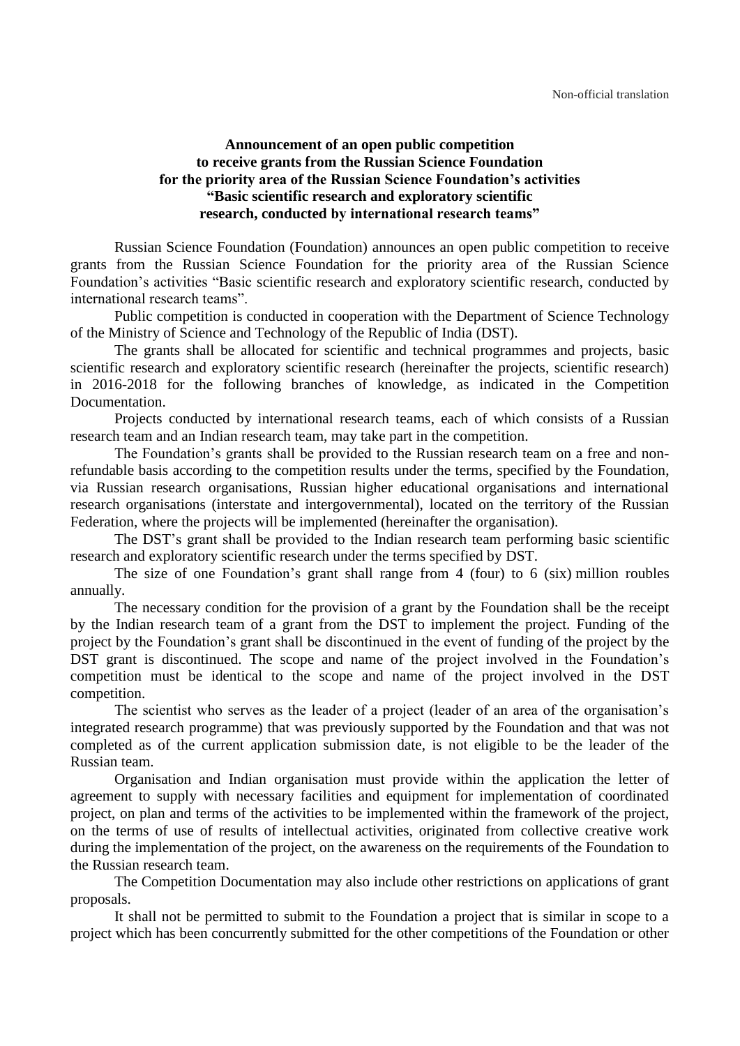Non-official translation

**Announcement of an open public competition to receive grants from the Russian Science Foundation for the priority area of the Russian Science Foundation's activities "Basic scientific research and exploratory scientific research, conducted by international research teams"**

Russian Science Foundation (Foundation) announces an open public competition to receive grants from the Russian Science Foundation for the priority area of the Russian Science Foundation's activities "Basic scientific research and exploratory scientific research, conducted by international research teams".

Public competition is conducted in cooperation with the Department of Science Technology of the Ministry of Science and Technology of the Republic of India (DST).

The grants shall be allocated for scientific and technical programmes and projects, basic scientific research and exploratory scientific research (hereinafter the projects, scientific research) in 2016-2018 for the following branches of knowledge, as indicated in the Competition Documentation.

Projects conducted by international research teams, each of which consists of a Russian research team and an Indian research team, may take part in the competition.

The Foundation's grants shall be provided to the Russian research team on a free and non-refundable basis according to the competition results under the terms, specified by the Foundation, via Russian research organisations, Russian higher educational organisations and international research organisations (interstate and intergovernmental), located on the territory of the Russian Federation, where the projects will be implemented (hereinafter the organisation).

The DST's grant shall be provided to the Indian research team performing basic scientific research and exploratory scientific research under the terms specified by DST.

The size of one Foundation's grant shall range from 4 (four) to 6 (six) million roubles annually.

The necessary condition for the provision of a grant by the Foundation shall be the receipt by the Indian research team of a grant from the DST to implement the project. Funding of the project by the Foundation's grant shall be discontinued in the event of funding of the project by the DST grant is discontinued. The scope and name of the project involved in the Foundation's competition must be identical to the scope and name of the project involved in the DST competition.

The scientist who serves as the leader of a project (leader of an area of the organisation's integrated research programme) that was previously supported by the Foundation and that was not completed as of the current application submission date, is not eligible to be the leader of the Russian team.

Organisation and Indian organisation must provide within the application the letter of agreement to supply with necessary facilities and equipment for implementation of coordinated project, on plan and terms of the activities to be implemented within the framework of the project, on the terms of use of results of intellectual activities, originated from collective creative work during the implementation of the project, on the awareness on the requirements of the Foundation to the Russian research team.

The Competition Documentation may also include other restrictions on applications of grant proposals.

It shall not be permitted to submit to the Foundation a project that is similar in scope to a project which has been concurrently submitted for the other competitions of the Foundation or other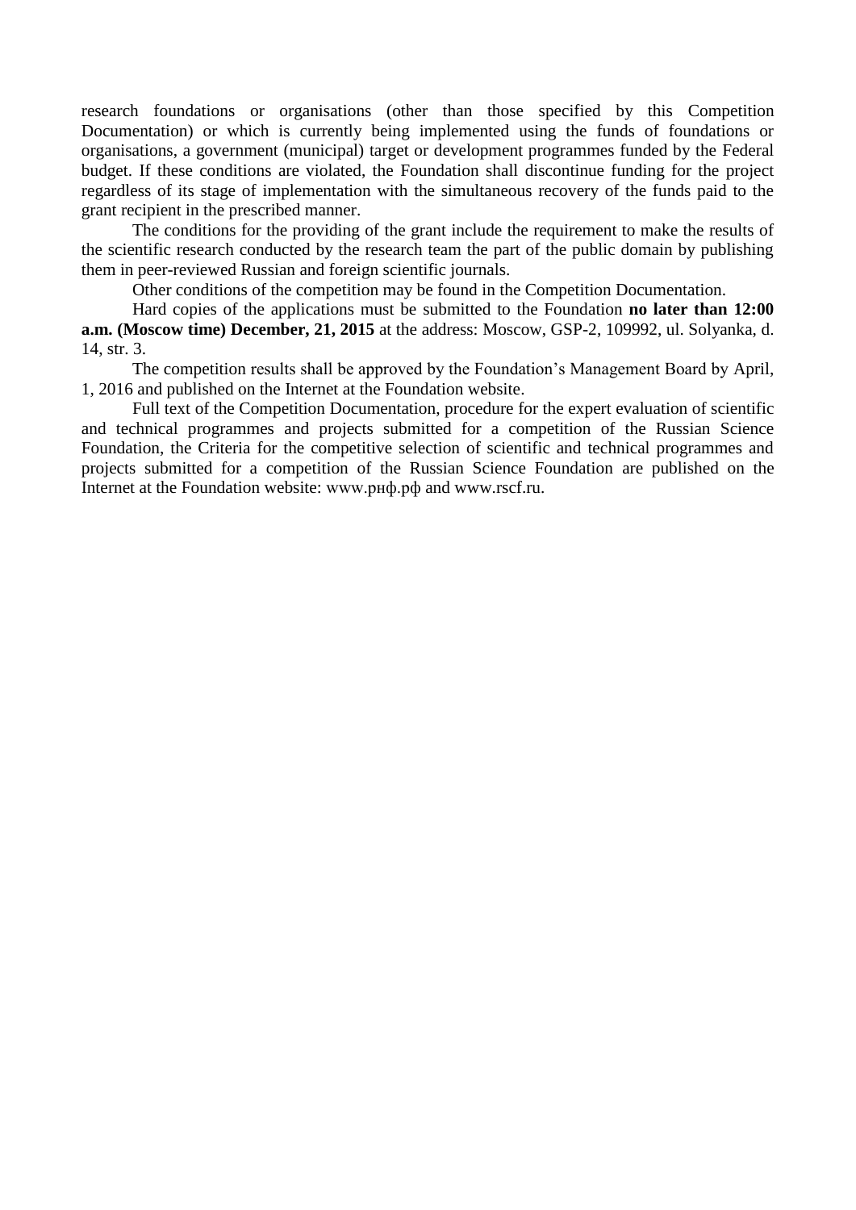research foundations or organisations (other than those specified by this Competition Documentation) or which is currently being implemented using the funds of foundations or organisations, a government (municipal) target or development programmes funded by the Federal budget. If these conditions are violated, the Foundation shall discontinue funding for the project regardless of its stage of implementation with the simultaneous recovery of the funds paid to the grant recipient in the prescribed manner.

The conditions for the providing of the grant include the requirement to make the results of the scientific research conducted by the research team the part of the public domain by publishing them in peer-reviewed Russian and foreign scientific journals.

Other conditions of the competition may be found in the Competition Documentation.

Hard copies of the applications must be submitted to the Foundation **no later than 12:00 a.m. (Moscow time) December, 21, 2015** at the address: Moscow, GSP-2, 109992, ul. Solyanka, d. 14, str. 3.

The competition results shall be approved by the Foundation's Management Board by April, 1, 2016 and published on the Internet at the Foundation website.

Full text of the Competition Documentation, procedure for the expert evaluation of scientific and technical programmes and projects submitted for a competition of the Russian Science Foundation, the Criteria for the competitive selection of scientific and technical programmes and projects submitted for a competition of the Russian Science Foundation are published on the Internet at the Foundation website: www.рнф.рф and www.rscf.ru.